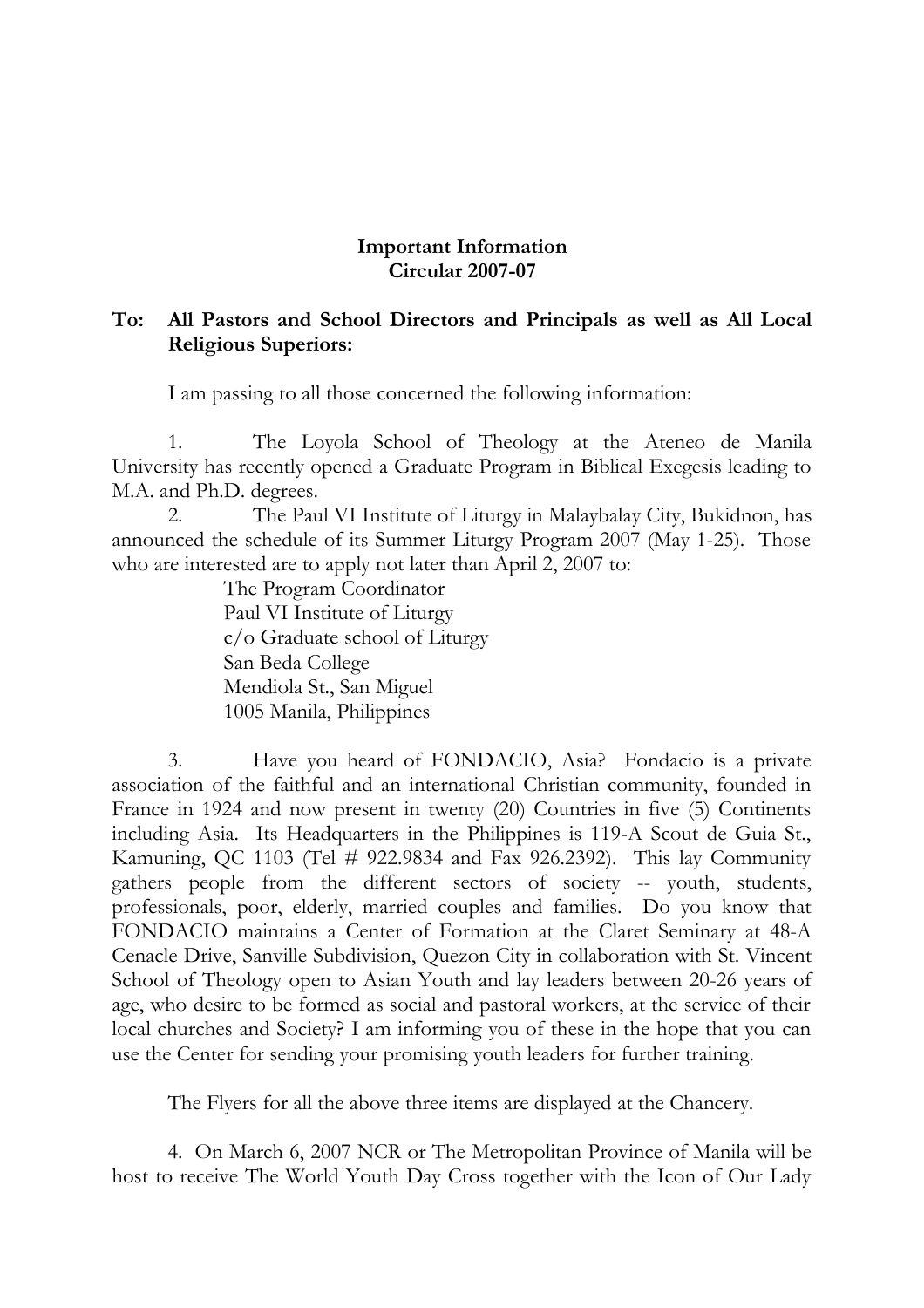**Important Information**
**Circular 2007-07**

**To: All Pastors and School Directors and Principals as well as All Local Religious Superiors:**

I am passing to all those concerned the following information:

1. The Loyola School of Theology at the Ateneo de Manila University has recently opened a Graduate Program in Biblical Exegesis leading to M.A. and Ph.D. degrees.

2. The Paul VI Institute of Liturgy in Malaybalay City, Bukidnon, has announced the schedule of its Summer Liturgy Program 2007 (May 1-25). Those who are interested are to apply not later than April 2, 2007 to:

    The Program Coordinator
    Paul VI Institute of Liturgy
    c/o Graduate school of Liturgy
    San Beda College
    Mendiola St., San Miguel
    1005 Manila, Philippines

3. Have you heard of FONDACIO, Asia? Fondacio is a private association of the faithful and an international Christian community, founded in France in 1924 and now present in twenty (20) Countries in five (5) Continents including Asia. Its Headquarters in the Philippines is 119-A Scout de Guia St., Kamuning, QC 1103 (Tel # 922.9834 and Fax 926.2392). This lay Community gathers people from the different sectors of society -- youth, students, professionals, poor, elderly, married couples and families. Do you know that FONDACIO maintains a Center of Formation at the Claret Seminary at 48-A Cenacle Drive, Sanville Subdivision, Quezon City in collaboration with St. Vincent School of Theology open to Asian Youth and lay leaders between 20-26 years of age, who desire to be formed as social and pastoral workers, at the service of their local churches and Society? I am informing you of these in the hope that you can use the Center for sending your promising youth leaders for further training.

The Flyers for all the above three items are displayed at the Chancery.

4. On March 6, 2007 NCR or The Metropolitan Province of Manila will be host to receive The World Youth Day Cross together with the Icon of Our Lady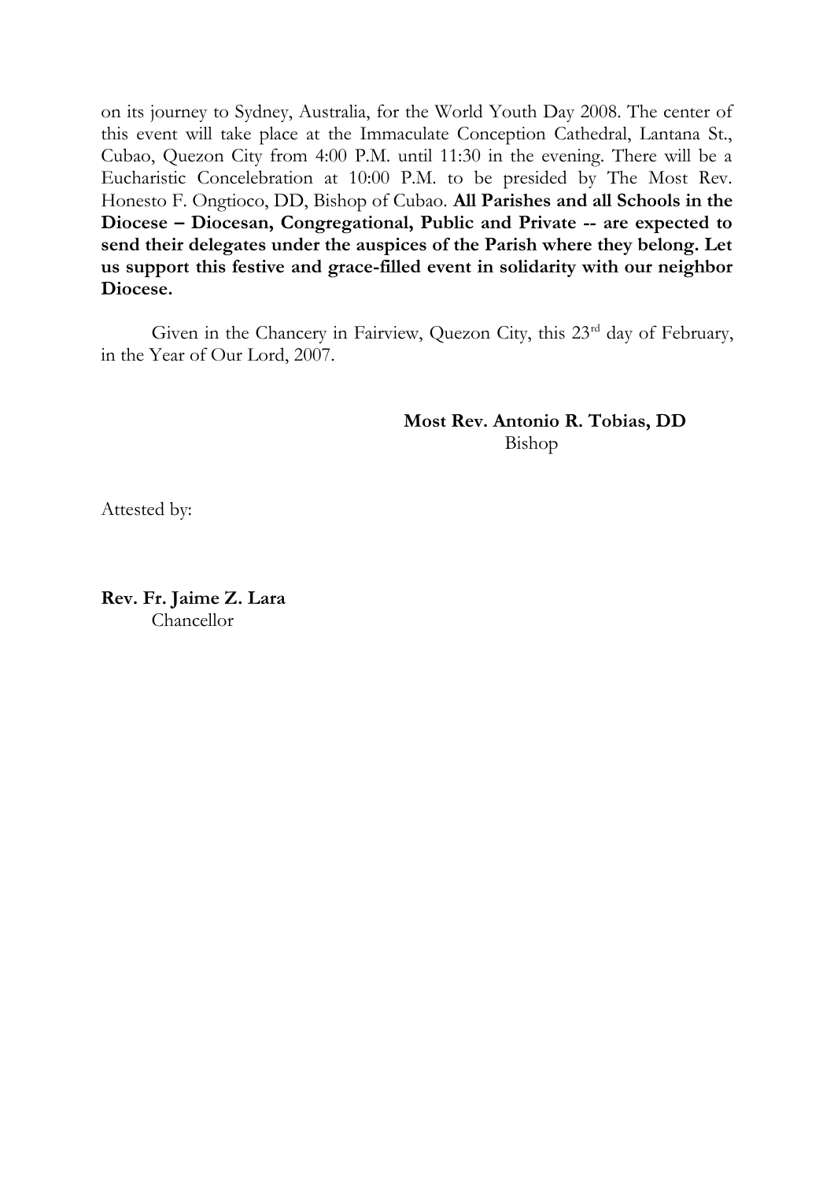on its journey to Sydney, Australia, for the World Youth Day 2008. The center of this event will take place at the Immaculate Conception Cathedral, Lantana St., Cubao, Quezon City from 4:00 P.M. until 11:30 in the evening. There will be a Eucharistic Concelebration at 10:00 P.M. to be presided by The Most Rev. Honesto F. Ongtioco, DD, Bishop of Cubao. **All Parishes and all Schools in the Diocese – Diocesan, Congregational, Public and Private -- are expected to send their delegates under the auspices of the Parish where they belong. Let us support this festive and grace-filled event in solidarity with our neighbor Diocese.**

Given in the Chancery in Fairview, Quezon City, this 23rd day of February, in the Year of Our Lord, 2007.

**Most Rev. Antonio R. Tobias, DD**
Bishop

Attested by:

**Rev. Fr. Jaime Z. Lara**
Chancellor